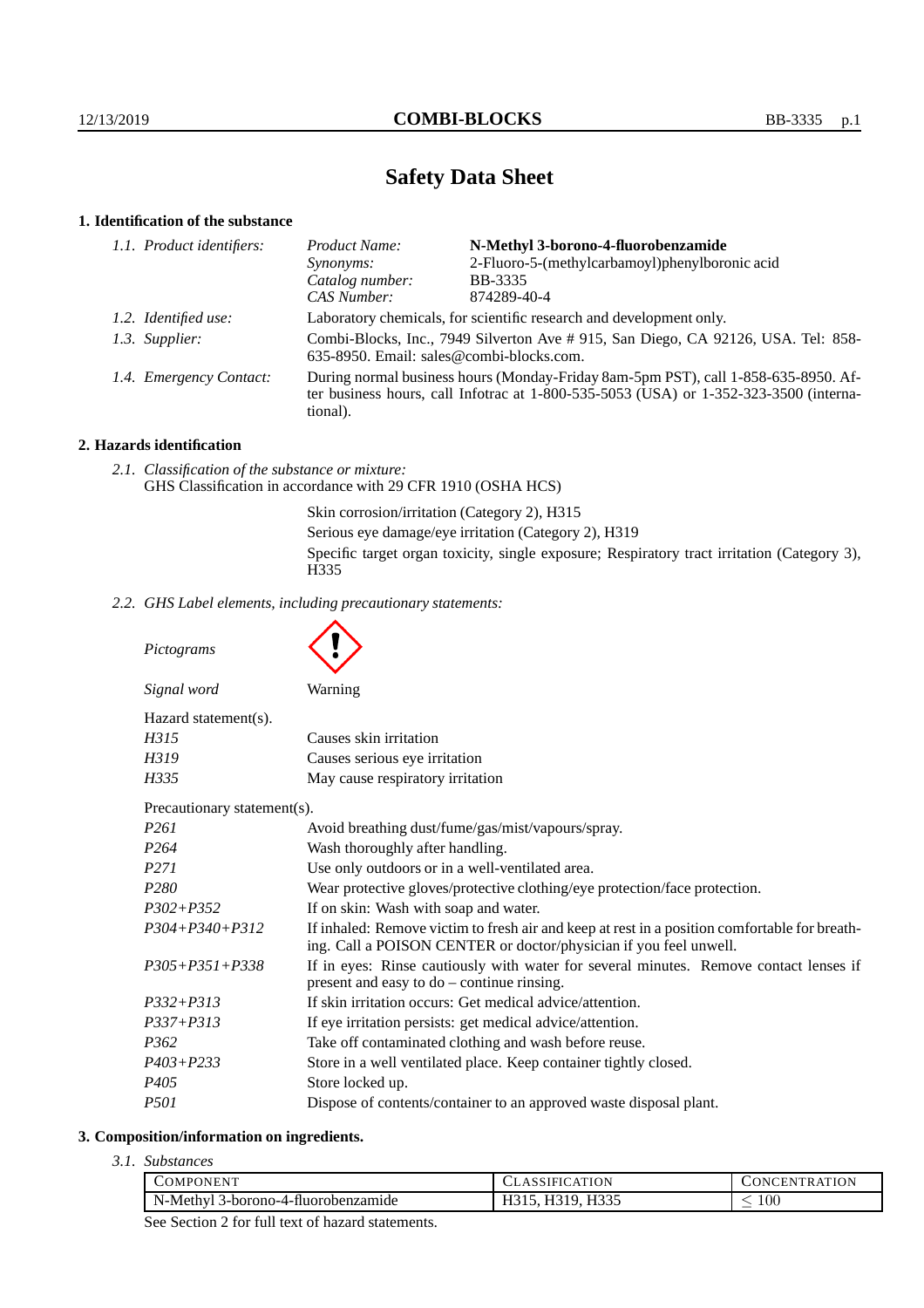# Safety Data Sheet

## 1. Identification of the substance

*1.1. Product identifiers:*

| | |
|---|---|
| *Product Name:* | **N-Methyl 3-borono-4-fluorobenzamide** |
| *Synonyms:* | 2-Fluoro-5-(methylcarbamoyl)phenylboronic acid |
| *Catalog number:* | BB-3335 |
| *CAS Number:* | 874289-40-4 |

*1.2. Identified use:* Laboratory chemicals, for scientific research and development only.

*1.3. Supplier:* Combi-Blocks, Inc., 7949 Silverton Ave # 915, San Diego, CA 92126, USA. Tel: 858-635-8950. Email: sales@combi-blocks.com.

*1.4. Emergency Contact:* During normal business hours (Monday-Friday 8am-5pm PST), call 1-858-635-8950. After business hours, call Infotrac at 1-800-535-5053 (USA) or 1-352-323-3500 (international).

## 2. Hazards identification

*2.1. Classification of the substance or mixture:*
GHS Classification in accordance with 29 CFR 1910 (OSHA HCS)

Skin corrosion/irritation (Category 2), H315
Serious eye damage/eye irritation (Category 2), H319
Specific target organ toxicity, single exposure; Respiratory tract irritation (Category 3), H335

*2.2. GHS Label elements, including precautionary statements:*

*Pictograms*

*Signal word* Warning

Hazard statement(s).

| | |
|---|---|
| *H315* | Causes skin irritation |
| *H319* | Causes serious eye irritation |
| *H335* | May cause respiratory irritation |

Precautionary statement(s).

| | |
|---|---|
| *P261* | Avoid breathing dust/fume/gas/mist/vapours/spray. |
| *P264* | Wash thoroughly after handling. |
| *P271* | Use only outdoors or in a well-ventilated area. |
| *P280* | Wear protective gloves/protective clothing/eye protection/face protection. |
| *P302+P352* | If on skin: Wash with soap and water. |
| *P304+P340+P312* | If inhaled: Remove victim to fresh air and keep at rest in a position comfortable for breathing. Call a POISON CENTER or doctor/physician if you feel unwell. |
| *P305+P351+P338* | If in eyes: Rinse cautiously with water for several minutes. Remove contact lenses if present and easy to do – continue rinsing. |
| *P332+P313* | If skin irritation occurs: Get medical advice/attention. |
| *P337+P313* | If eye irritation persists: get medical advice/attention. |
| *P362* | Take off contaminated clothing and wash before reuse. |
| *P403+P233* | Store in a well ventilated place. Keep container tightly closed. |
| *P405* | Store locked up. |
| *P501* | Dispose of contents/container to an approved waste disposal plant. |

## 3. Composition/information on ingredients.

*3.1. Substances*

| Component | Classification | Concentration |
|---|---|---|
| N-Methyl 3-borono-4-fluorobenzamide | H315, H319, H335 | $\leq 100$ |

See Section 2 for full text of hazard statements.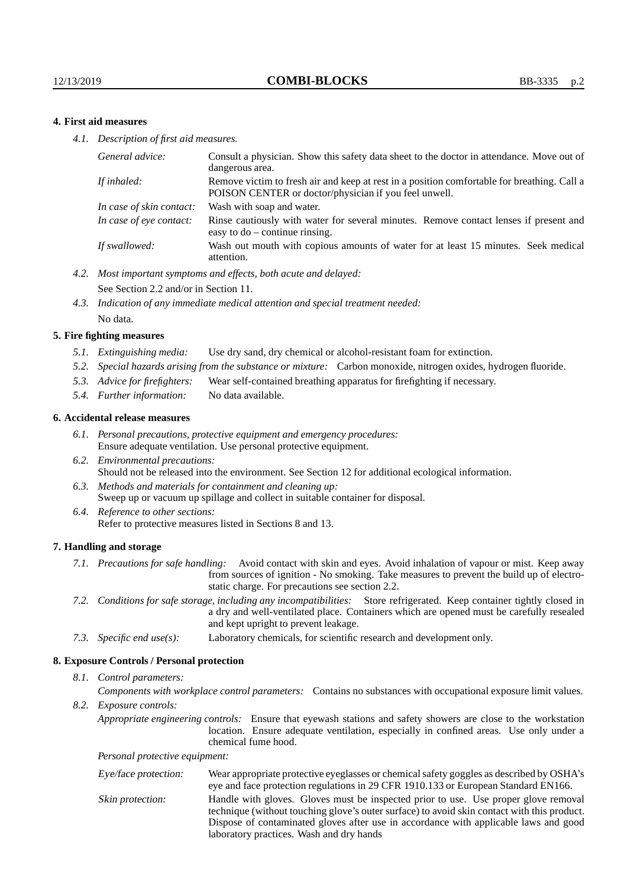## 4. First aid measures

*4.1. Description of first aid measures.*

| | |
|---|---|
| *General advice:* | Consult a physician. Show this safety data sheet to the doctor in attendance. Move out of dangerous area. |
| *If inhaled:* | Remove victim to fresh air and keep at rest in a position comfortable for breathing. Call a POISON CENTER or doctor/physician if you feel unwell. |
| *In case of skin contact:* | Wash with soap and water. |
| *In case of eye contact:* | Rinse cautiously with water for several minutes. Remove contact lenses if present and easy to do – continue rinsing. |
| *If swallowed:* | Wash out mouth with copious amounts of water for at least 15 minutes. Seek medical attention. |

*4.2. Most important symptoms and effects, both acute and delayed:*
See Section 2.2 and/or in Section 11.

*4.3. Indication of any immediate medical attention and special treatment needed:*
No data.

## 5. Fire fighting measures

*5.1. Extinguishing media:* Use dry sand, dry chemical or alcohol-resistant foam for extinction.

*5.2. Special hazards arising from the substance or mixture:* Carbon monoxide, nitrogen oxides, hydrogen fluoride.

*5.3. Advice for firefighters:* Wear self-contained breathing apparatus for firefighting if necessary.

*5.4. Further information:* No data available.

## 6. Accidental release measures

*6.1. Personal precautions, protective equipment and emergency procedures:*
Ensure adequate ventilation. Use personal protective equipment.

*6.2. Environmental precautions:*
Should not be released into the environment. See Section 12 for additional ecological information.

*6.3. Methods and materials for containment and cleaning up:*
Sweep up or vacuum up spillage and collect in suitable container for disposal.

*6.4. Reference to other sections:*
Refer to protective measures listed in Sections 8 and 13.

## 7. Handling and storage

*7.1. Precautions for safe handling:* Avoid contact with skin and eyes. Avoid inhalation of vapour or mist. Keep away from sources of ignition - No smoking. Take measures to prevent the build up of electrostatic charge. For precautions see section 2.2.

*7.2. Conditions for safe storage, including any incompatibilities:* Store refrigerated. Keep container tightly closed in a dry and well-ventilated place. Containers which are opened must be carefully resealed and kept upright to prevent leakage.

*7.3. Specific end use(s):* Laboratory chemicals, for scientific research and development only.

## 8. Exposure Controls / Personal protection

*8.1. Control parameters:*

*Components with workplace control parameters:* Contains no substances with occupational exposure limit values.

*8.2. Exposure controls:*

*Appropriate engineering controls:* Ensure that eyewash stations and safety showers are close to the workstation location. Ensure adequate ventilation, especially in confined areas. Use only under a chemical fume hood.

*Personal protective equipment:*

| | |
|---|---|
| *Eye/face protection:* | Wear appropriate protective eyeglasses or chemical safety goggles as described by OSHA's eye and face protection regulations in 29 CFR 1910.133 or European Standard EN166. |
| *Skin protection:* | Handle with gloves. Gloves must be inspected prior to use. Use proper glove removal technique (without touching glove's outer surface) to avoid skin contact with this product. Dispose of contaminated gloves after use in accordance with applicable laws and good laboratory practices. Wash and dry hands |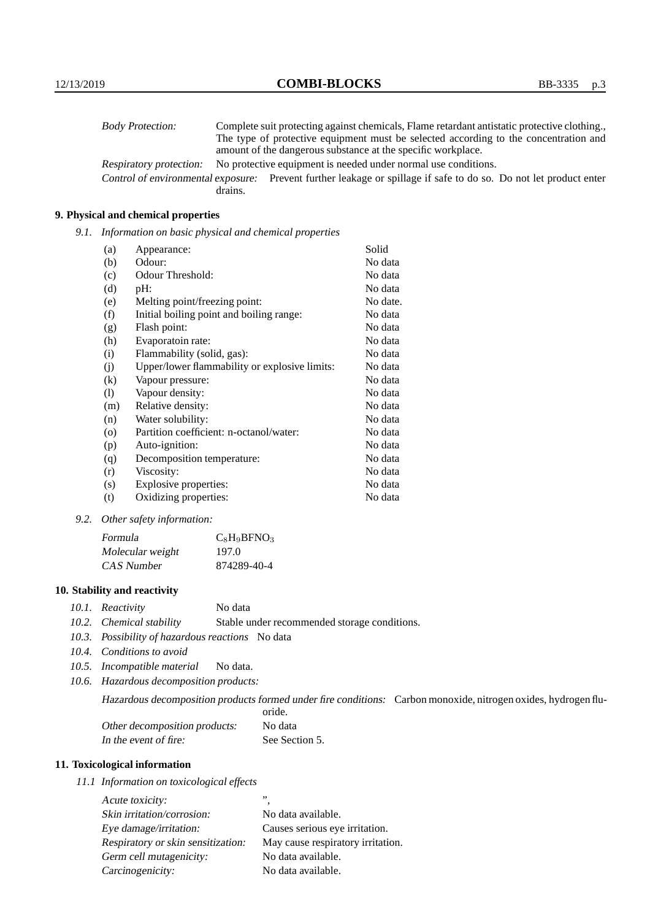*Body Protection:* Complete suit protecting against chemicals, Flame retardant antistatic protective clothing., The type of protective equipment must be selected according to the concentration and amount of the dangerous substance at the specific workplace.

*Respiratory protection:* No protective equipment is needed under normal use conditions.

*Control of environmental exposure:* Prevent further leakage or spillage if safe to do so. Do not let product enter drains.

## 9. Physical and chemical properties

*9.1. Information on basic physical and chemical properties*

| | | |
|---|---|---|
| (a) | Appearance: | Solid |
| (b) | Odour: | No data |
| (c) | Odour Threshold: | No data |
| (d) | pH: | No data |
| (e) | Melting point/freezing point: | No date. |
| (f) | Initial boiling point and boiling range: | No data |
| (g) | Flash point: | No data |
| (h) | Evaporatoin rate: | No data |
| (i) | Flammability (solid, gas): | No data |
| (j) | Upper/lower flammability or explosive limits: | No data |
| (k) | Vapour pressure: | No data |
| (l) | Vapour density: | No data |
| (m) | Relative density: | No data |
| (n) | Water solubility: | No data |
| (o) | Partition coefficient: n-octanol/water: | No data |
| (p) | Auto-ignition: | No data |
| (q) | Decomposition temperature: | No data |
| (r) | Viscosity: | No data |
| (s) | Explosive properties: | No data |
| (t) | Oxidizing properties: | No data |

*9.2. Other safety information:*

| | |
|---|---|
| *Formula* | $C_8H_9BFNO_3$ |
| *Molecular weight* | 197.0 |
| *CAS Number* | 874289-40-4 |

## 10. Stability and reactivity

*10.1. Reactivity* No data

*10.2. Chemical stability* Stable under recommended storage conditions.

*10.3. Possibility of hazardous reactions* No data

*10.4. Conditions to avoid*

*10.5. Incompatible material* No data.

*10.6. Hazardous decomposition products:*

*Hazardous decomposition products formed under fire conditions:* Carbon monoxide, nitrogen oxides, hydrogen fluoride.

*Other decomposition products:* No data

*In the event of fire:* See Section 5.

## 11. Toxicological information

*11.1 Information on toxicological effects*

| | |
|---|---|
| *Acute toxicity:* | ", |
| *Skin irritation/corrosion:* | No data available. |
| *Eye damage/irritation:* | Causes serious eye irritation. |
| *Respiratory or skin sensitization:* | May cause respiratory irritation. |
| *Germ cell mutagenicity:* | No data available. |
| *Carcinogenicity:* | No data available. |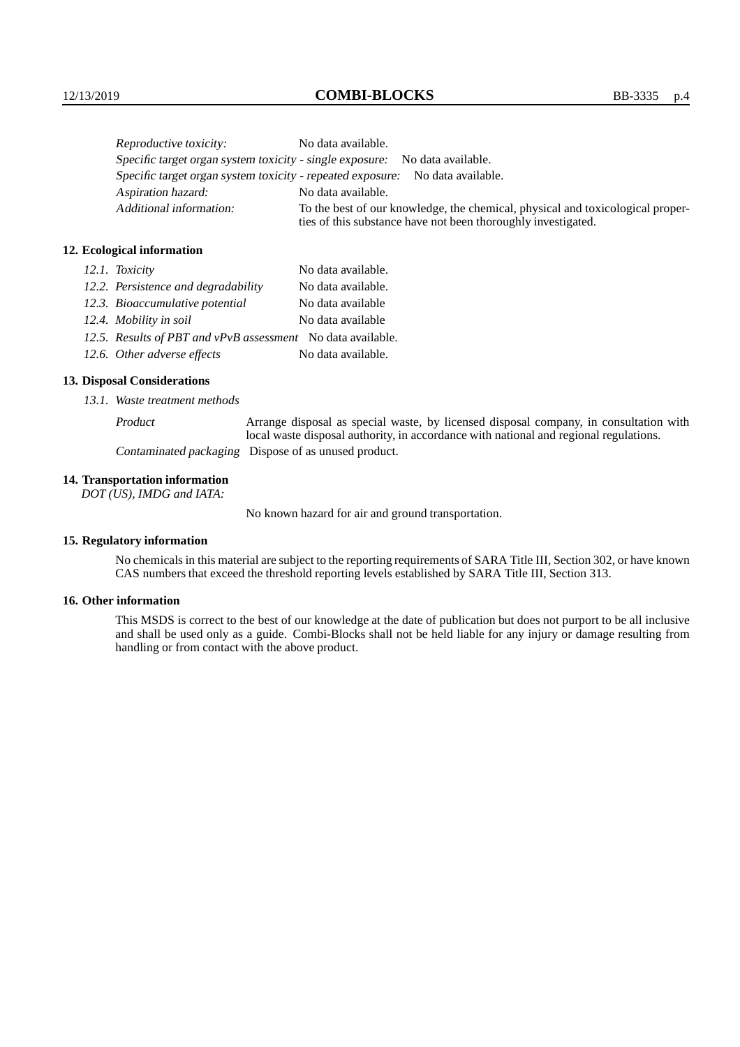| | |
|---|---|
| *Reproductive toxicity:* | No data available. |
| *Specific target organ system toxicity - single exposure:* | No data available. |
| *Specific target organ system toxicity - repeated exposure:* | No data available. |
| *Aspiration hazard:* | No data available. |
| *Additional information:* | To the best of our knowledge, the chemical, physical and toxicological properties of this substance have not been thoroughly investigated. |

### 12. Ecological information

| | |
|---|---|
| *12.1. Toxicity* | No data available. |
| *12.2. Persistence and degradability* | No data available. |
| *12.3. Bioaccumulative potential* | No data available |
| *12.4. Mobility in soil* | No data available |
| *12.5. Results of PBT and vPvB assessment* | No data available. |
| *12.6. Other adverse effects* | No data available. |

### 13. Disposal Considerations

*13.1. Waste treatment methods*

| | |
|---|---|
| *Product* | Arrange disposal as special waste, by licensed disposal company, in consultation with local waste disposal authority, in accordance with national and regional regulations. |
| *Contaminated packaging* | Dispose of as unused product. |

### 14. Transportation information

*DOT (US), IMDG and IATA:*

No known hazard for air and ground transportation.

### 15. Regulatory information

No chemicals in this material are subject to the reporting requirements of SARA Title III, Section 302, or have known CAS numbers that exceed the threshold reporting levels established by SARA Title III, Section 313.

### 16. Other information

This MSDS is correct to the best of our knowledge at the date of publication but does not purport to be all inclusive and shall be used only as a guide. Combi-Blocks shall not be held liable for any injury or damage resulting from handling or from contact with the above product.